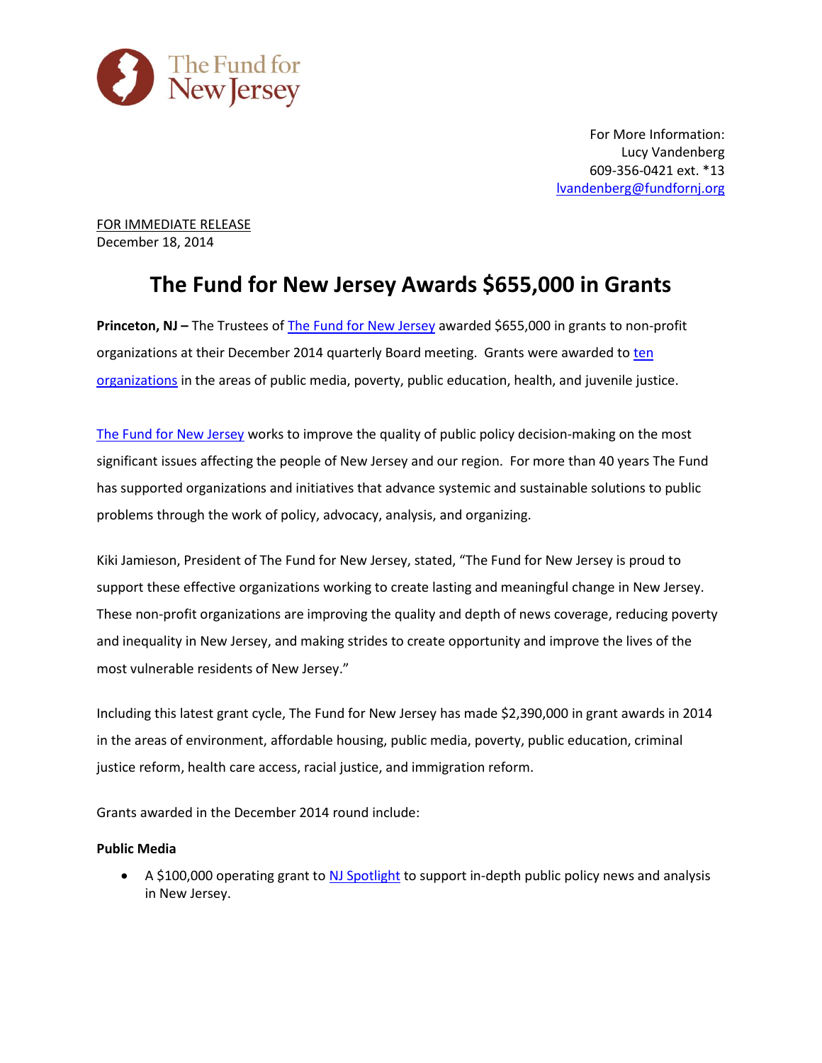The Fund for New Jersey

For More Information:
Lucy Vandenberg
609-356-0421 ext. *13
lvandenberg@fundfornj.org

FOR IMMEDIATE RELEASE
December 18, 2014

# The Fund for New Jersey Awards $655,000 in Grants

**Princeton, NJ –** The Trustees of The Fund for New Jersey awarded $655,000 in grants to non-profit organizations at their December 2014 quarterly Board meeting. Grants were awarded to ten organizations in the areas of public media, poverty, public education, health, and juvenile justice.

The Fund for New Jersey works to improve the quality of public policy decision-making on the most significant issues affecting the people of New Jersey and our region. For more than 40 years The Fund has supported organizations and initiatives that advance systemic and sustainable solutions to public problems through the work of policy, advocacy, analysis, and organizing.

Kiki Jamieson, President of The Fund for New Jersey, stated, "The Fund for New Jersey is proud to support these effective organizations working to create lasting and meaningful change in New Jersey. These non-profit organizations are improving the quality and depth of news coverage, reducing poverty and inequality in New Jersey, and making strides to create opportunity and improve the lives of the most vulnerable residents of New Jersey."

Including this latest grant cycle, The Fund for New Jersey has made $2,390,000 in grant awards in 2014 in the areas of environment, affordable housing, public media, poverty, public education, criminal justice reform, health care access, racial justice, and immigration reform.

Grants awarded in the December 2014 round include:

**Public Media**

- A $100,000 operating grant to NJ Spotlight to support in-depth public policy news and analysis in New Jersey.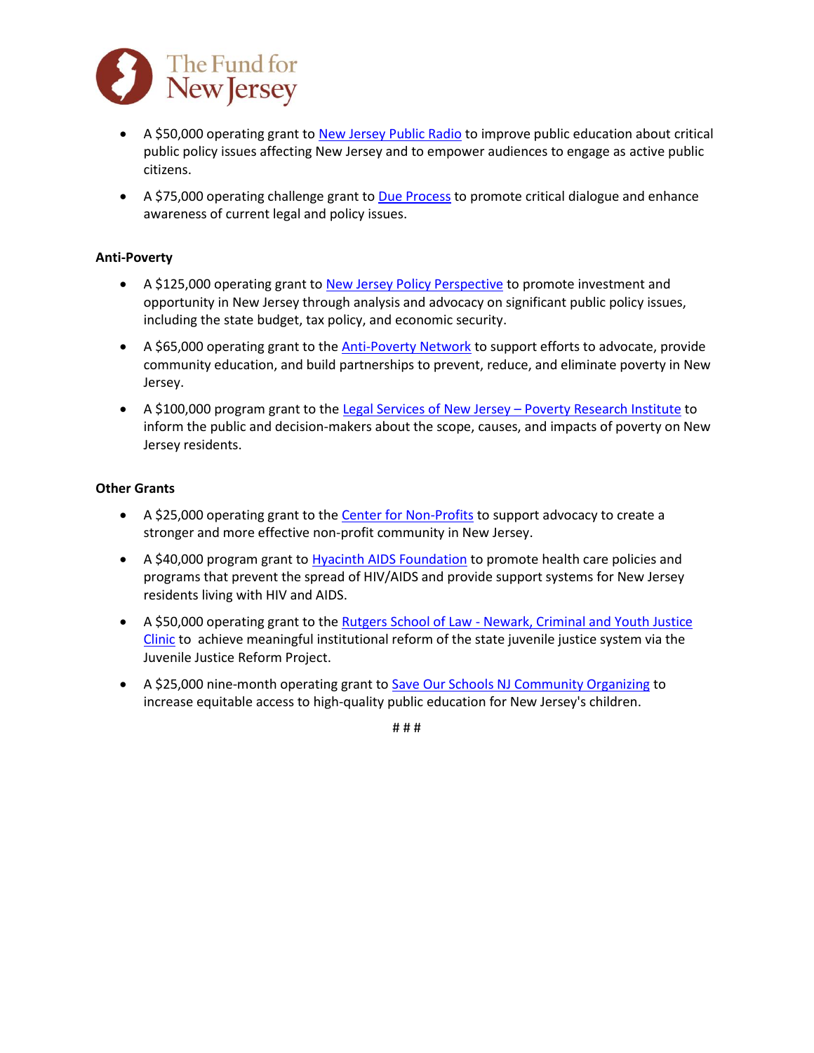- A $50,000 operating grant to [New Jersey Public Radio] to improve public education about critical public policy issues affecting New Jersey and to empower audiences to engage as active public citizens.
- A $75,000 operating challenge grant to [Due Process] to promote critical dialogue and enhance awareness of current legal and policy issues.

**Anti-Poverty**

- A $125,000 operating grant to [New Jersey Policy Perspective] to promote investment and opportunity in New Jersey through analysis and advocacy on significant public policy issues, including the state budget, tax policy, and economic security.
- A $65,000 operating grant to the [Anti-Poverty Network] to support efforts to advocate, provide community education, and build partnerships to prevent, reduce, and eliminate poverty in New Jersey.
- A $100,000 program grant to the [Legal Services of New Jersey – Poverty Research Institute] to inform the public and decision-makers about the scope, causes, and impacts of poverty on New Jersey residents.

**Other Grants**

- A $25,000 operating grant to the [Center for Non-Profits] to support advocacy to create a stronger and more effective non-profit community in New Jersey.
- A $40,000 program grant to [Hyacinth AIDS Foundation] to promote health care policies and programs that prevent the spread of HIV/AIDS and provide support systems for New Jersey residents living with HIV and AIDS.
- A $50,000 operating grant to the [Rutgers School of Law - Newark, Criminal and Youth Justice Clinic] to achieve meaningful institutional reform of the state juvenile justice system via the Juvenile Justice Reform Project.
- A $25,000 nine-month operating grant to [Save Our Schools NJ Community Organizing] to increase equitable access to high-quality public education for New Jersey's children.

# # #